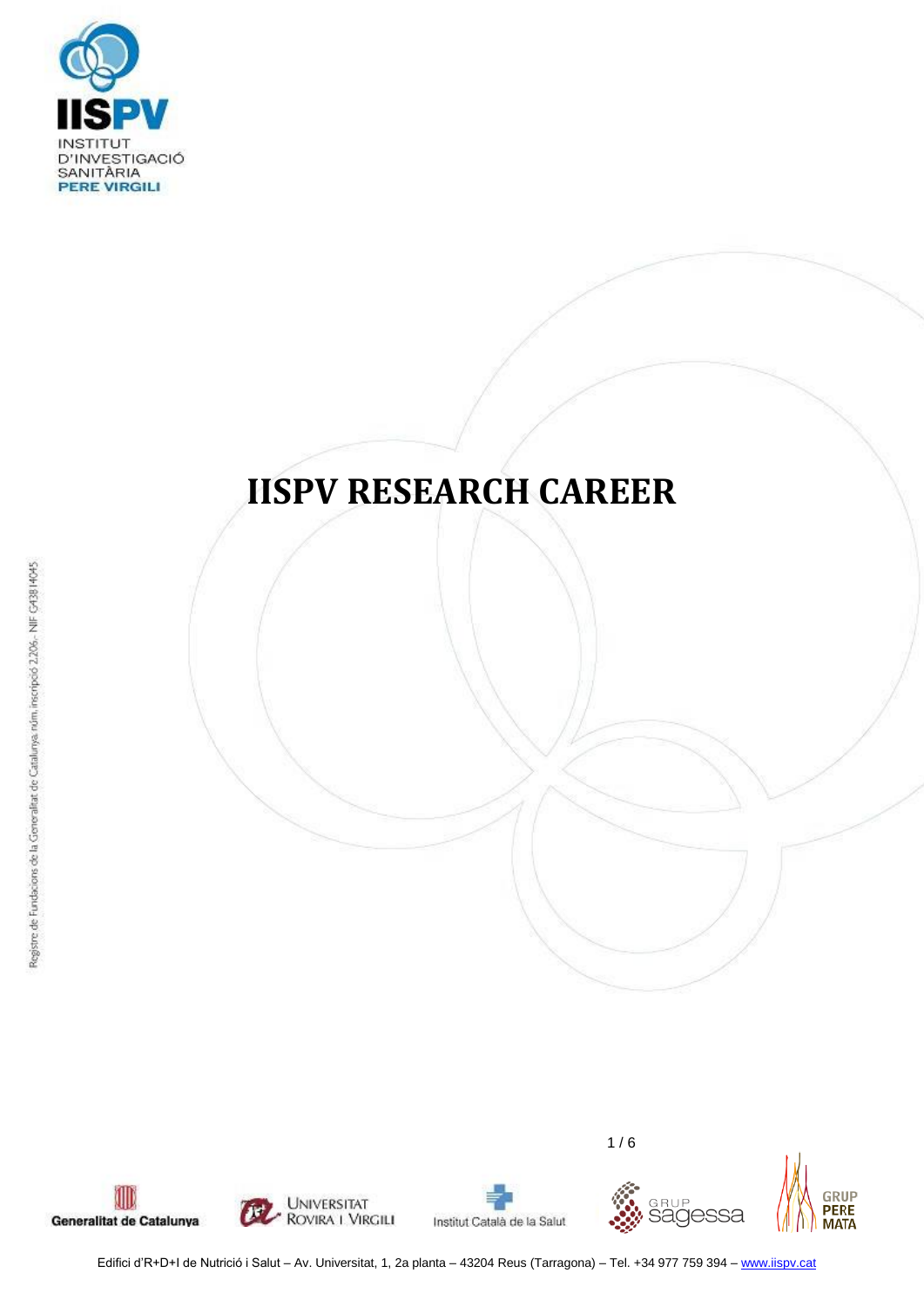# IISPV RESEARCH CAREER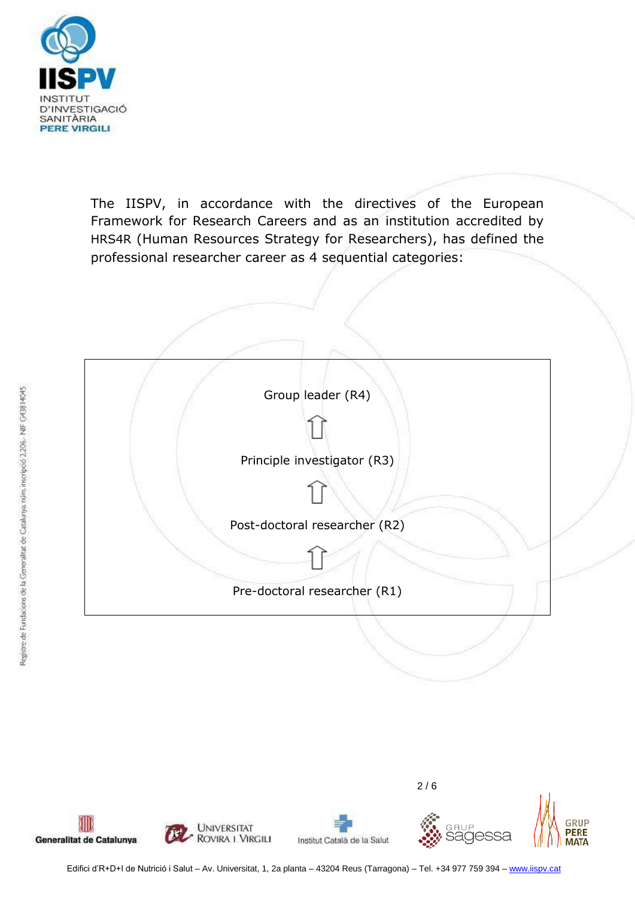The IISPV, in accordance with the directives of the European Framework for Research Careers and as an institution accredited by HRS4R (Human Resources Strategy for Researchers), has defined the professional researcher career as 4 sequential categories:

Group leader (R4)

⇧

Principle investigator (R3)

⇧

Post-doctoral researcher (R2)

⇧

Pre-doctoral researcher (R1)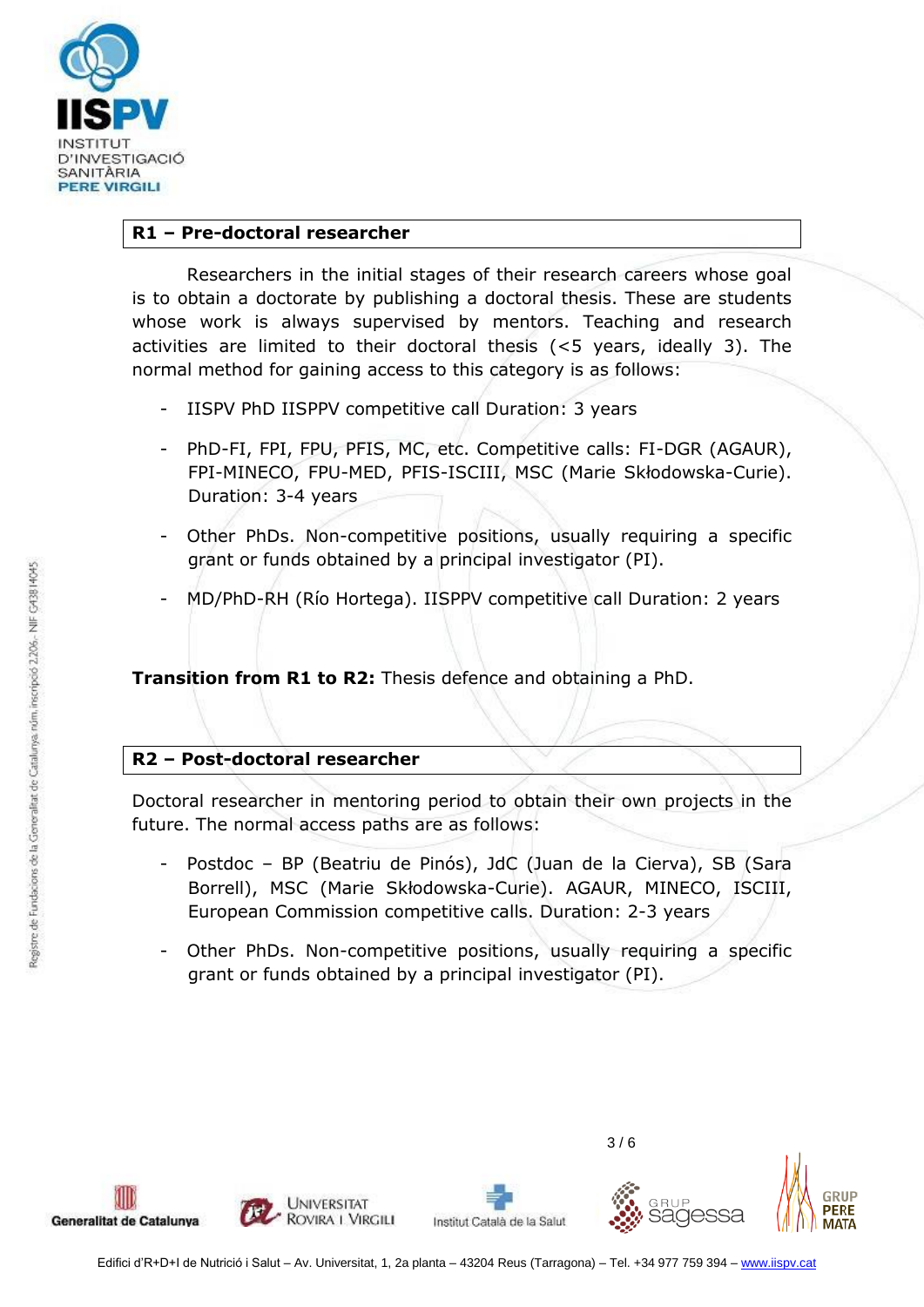## R1 – Pre-doctoral researcher

Researchers in the initial stages of their research careers whose goal is to obtain a doctorate by publishing a doctoral thesis. These are students whose work is always supervised by mentors. Teaching and research activities are limited to their doctoral thesis (<5 years, ideally 3). The normal method for gaining access to this category is as follows:

- IISPV PhD IISPPV competitive call Duration: 3 years
- PhD-FI, FPI, FPU, PFIS, MC, etc. Competitive calls: FI-DGR (AGAUR), FPI-MINECO, FPU-MED, PFIS-ISCIII, MSC (Marie Skłodowska-Curie). Duration: 3-4 years
- Other PhDs. Non-competitive positions, usually requiring a specific grant or funds obtained by a principal investigator (PI).
- MD/PhD-RH (Río Hortega). IISPPV competitive call Duration: 2 years

**Transition from R1 to R2:** Thesis defence and obtaining a PhD.

## R2 – Post-doctoral researcher

Doctoral researcher in mentoring period to obtain their own projects in the future. The normal access paths are as follows:

- Postdoc – BP (Beatriu de Pinós), JdC (Juan de la Cierva), SB (Sara Borrell), MSC (Marie Skłodowska-Curie). AGAUR, MINECO, ISCIII, European Commission competitive calls. Duration: 2-3 years
- Other PhDs. Non-competitive positions, usually requiring a specific grant or funds obtained by a principal investigator (PI).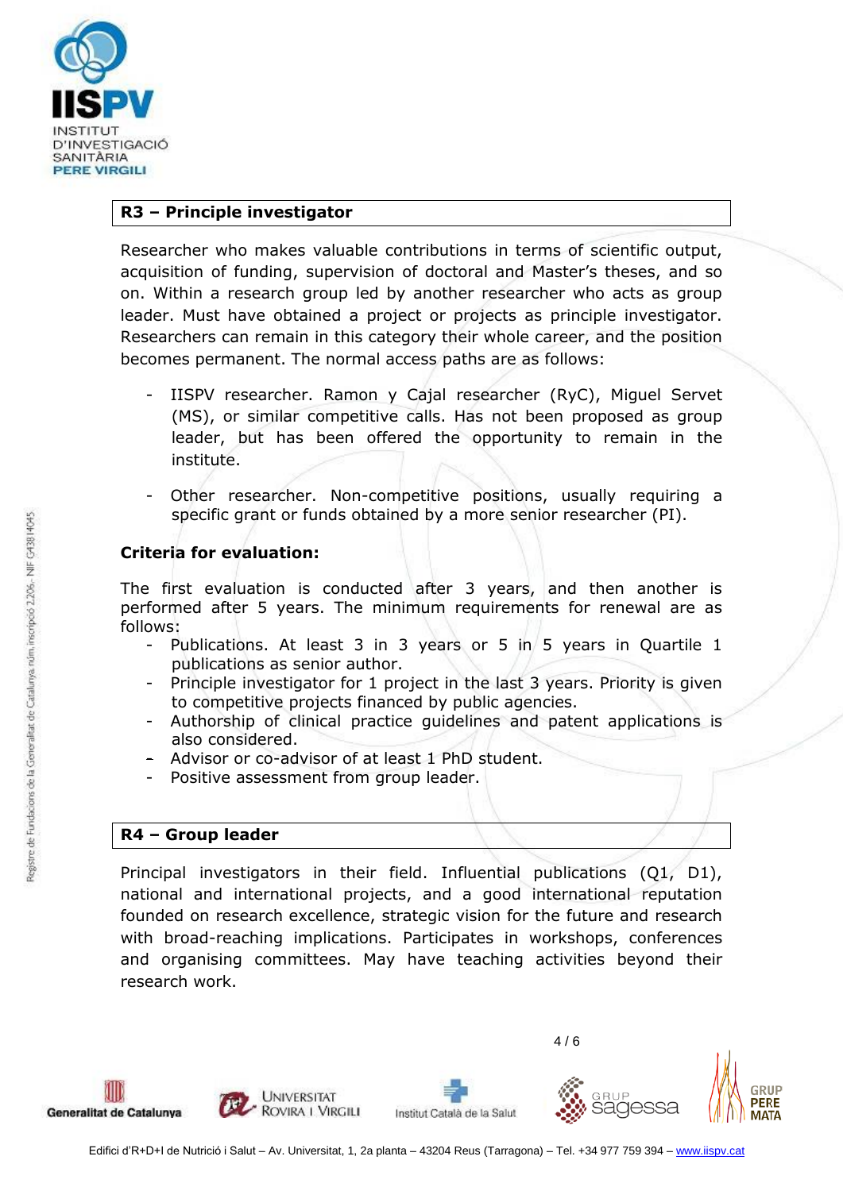## R3 – Principle investigator

Researcher who makes valuable contributions in terms of scientific output, acquisition of funding, supervision of doctoral and Master's theses, and so on. Within a research group led by another researcher who acts as group leader. Must have obtained a project or projects as principle investigator. Researchers can remain in this category their whole career, and the position becomes permanent. The normal access paths are as follows:

- IISPV researcher. Ramon y Cajal researcher (RyC), Miguel Servet (MS), or similar competitive calls. Has not been proposed as group leader, but has been offered the opportunity to remain in the institute.
- Other researcher. Non-competitive positions, usually requiring a specific grant or funds obtained by a more senior researcher (PI).

**Criteria for evaluation:**

The first evaluation is conducted after 3 years, and then another is performed after 5 years. The minimum requirements for renewal are as follows:

- Publications. At least 3 in 3 years or 5 in 5 years in Quartile 1 publications as senior author.
- Principle investigator for 1 project in the last 3 years. Priority is given to competitive projects financed by public agencies.
- Authorship of clinical practice guidelines and patent applications is also considered.
- Advisor or co-advisor of at least 1 PhD student.
- Positive assessment from group leader.

## R4 – Group leader

Principal investigators in their field. Influential publications (Q1, D1), national and international projects, and a good international reputation founded on research excellence, strategic vision for the future and research with broad-reaching implications. Participates in workshops, conferences and organising committees. May have teaching activities beyond their research work.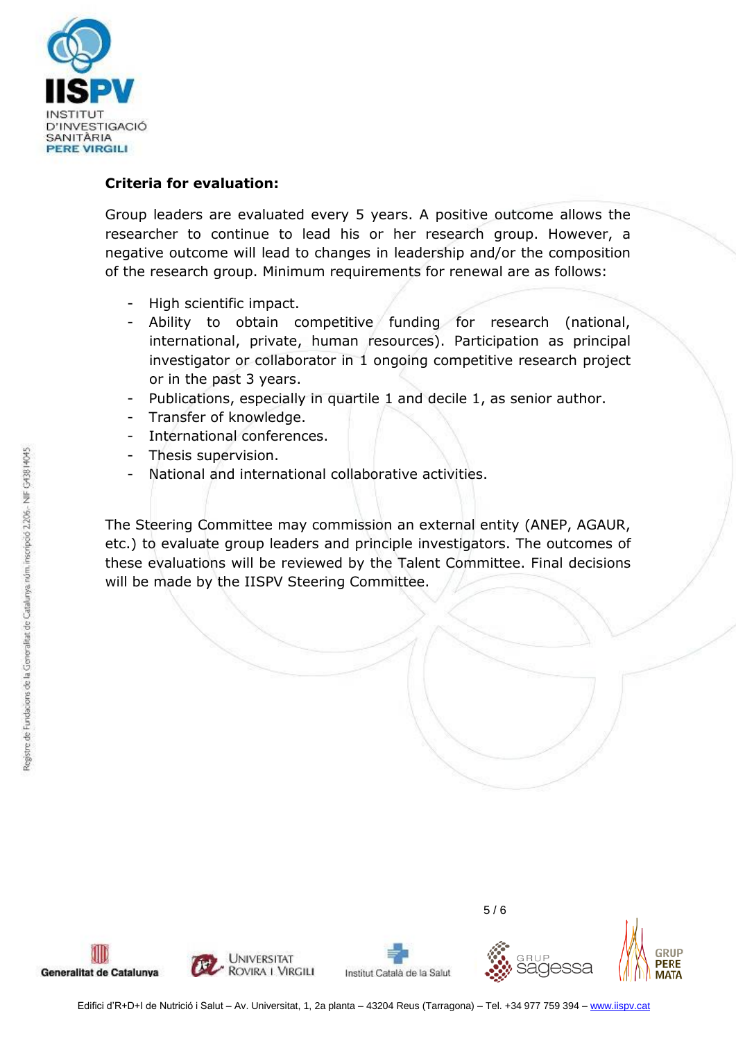**Criteria for evaluation:**

Group leaders are evaluated every 5 years. A positive outcome allows the researcher to continue to lead his or her research group. However, a negative outcome will lead to changes in leadership and/or the composition of the research group. Minimum requirements for renewal are as follows:

- High scientific impact.
- Ability to obtain competitive funding for research (national, international, private, human resources). Participation as principal investigator or collaborator in 1 ongoing competitive research project or in the past 3 years.
- Publications, especially in quartile 1 and decile 1, as senior author.
- Transfer of knowledge.
- International conferences.
- Thesis supervision.
- National and international collaborative activities.

The Steering Committee may commission an external entity (ANEP, AGAUR, etc.) to evaluate group leaders and principle investigators. The outcomes of these evaluations will be reviewed by the Talent Committee. Final decisions will be made by the IISPV Steering Committee.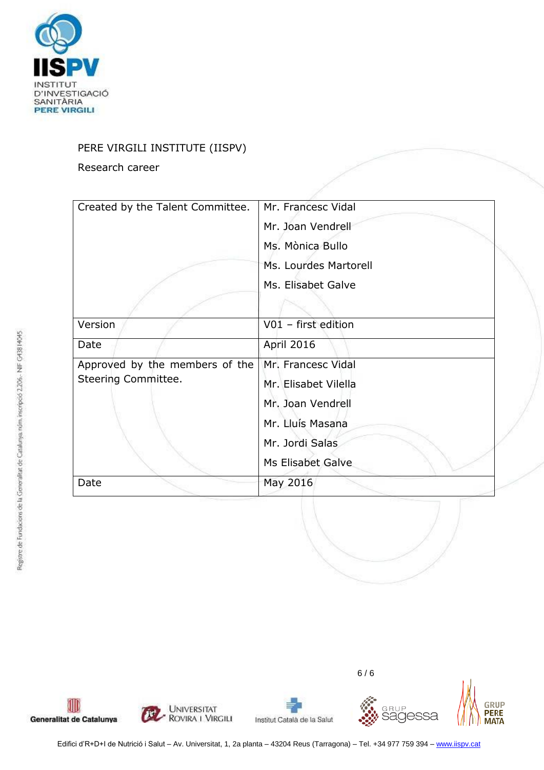PERE VIRGILI INSTITUTE (IISPV)

Research career

| | |
|---|---|
| Created by the Talent Committee. | Mr. Francesc Vidal<br>Mr. Joan Vendrell<br>Ms. Mònica Bullo<br>Ms. Lourdes Martorell<br>Ms. Elisabet Galve |
| Version | V01 – first edition |
| Date | April 2016 |
| Approved by the members of the Steering Committee. | Mr. Francesc Vidal<br>Mr. Elisabet Vilella<br>Mr. Joan Vendrell<br>Mr. Lluís Masana<br>Mr. Jordi Salas<br>Ms Elisabet Galve |
| Date | May 2016 |